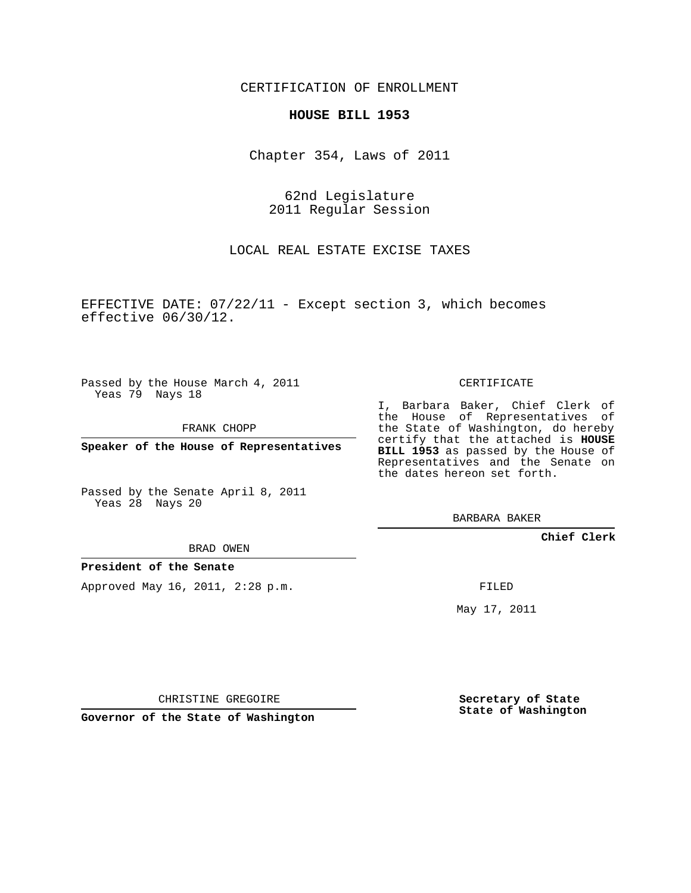CERTIFICATION OF ENROLLMENT

**HOUSE BILL 1953**

Chapter 354, Laws of 2011

62nd Legislature
2011 Regular Session

LOCAL REAL ESTATE EXCISE TAXES

EFFECTIVE DATE: 07/22/11 - Except section 3, which becomes effective 06/30/12.

Passed by the House March 4, 2011
Yeas 79 Nays 18

FRANK CHOPP

**Speaker of the House of Representatives**

Passed by the Senate April 8, 2011
Yeas 28 Nays 20

BRAD OWEN

**President of the Senate**

Approved May 16, 2011, 2:28 p.m.

CHRISTINE GREGOIRE

**Governor of the State of Washington**

CERTIFICATE

I, Barbara Baker, Chief Clerk of the House of Representatives of the State of Washington, do hereby certify that the attached is **HOUSE BILL 1953** as passed by the House of Representatives and the Senate on the dates hereon set forth.

BARBARA BAKER

**Chief Clerk**

FILED

May 17, 2011

**Secretary of State**
**State of Washington**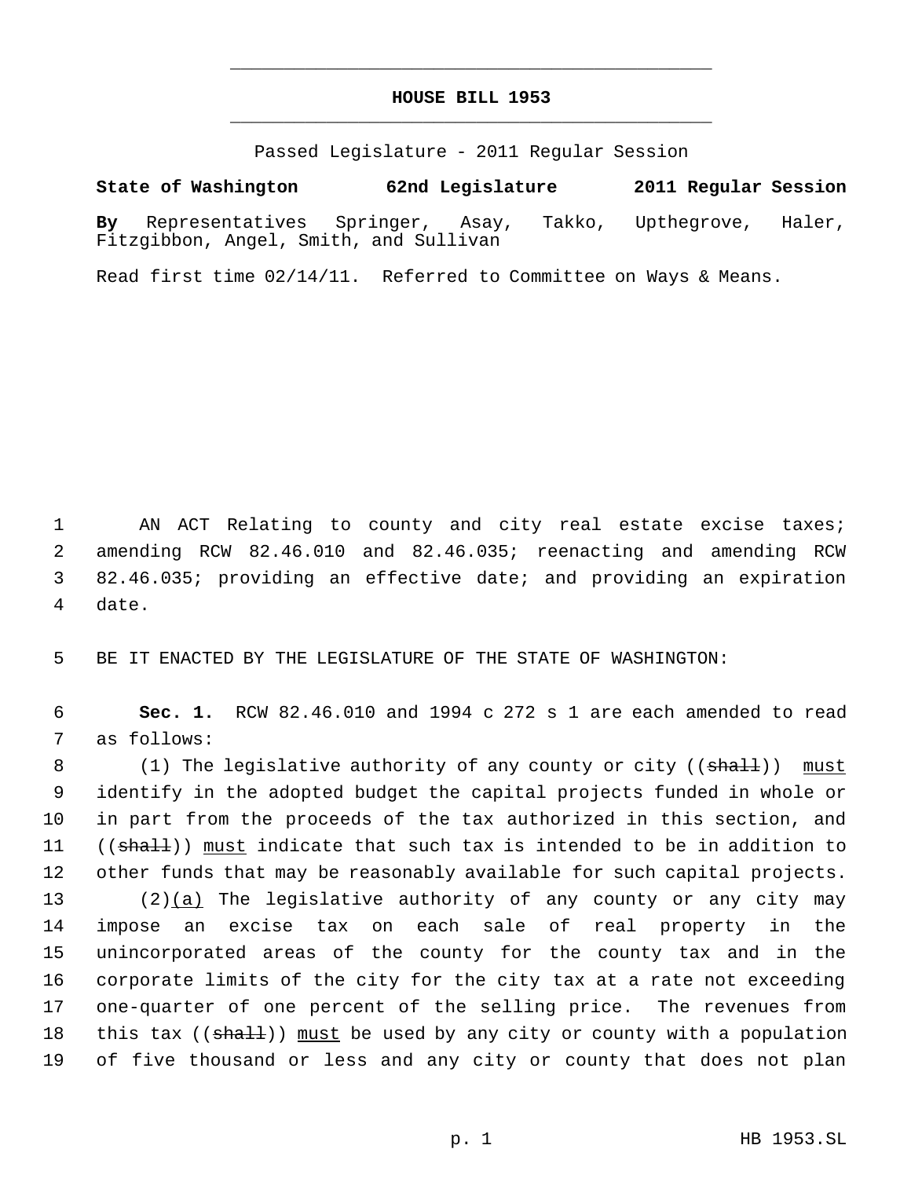# HOUSE BILL 1953

Passed Legislature - 2011 Regular Session

**State of Washington 62nd Legislature 2011 Regular Session**

**By** Representatives Springer, Asay, Takko, Upthegrove, Haler, Fitzgibbon, Angel, Smith, and Sullivan

Read first time 02/14/11. Referred to Committee on Ways & Means.

1 AN ACT Relating to county and city real estate excise taxes;
2 amending RCW 82.46.010 and 82.46.035; reenacting and amending RCW
3 82.46.035; providing an effective date; and providing an expiration
4 date.

5 BE IT ENACTED BY THE LEGISLATURE OF THE STATE OF WASHINGTON:

6 **Sec. 1.** RCW 82.46.010 and 1994 c 272 s 1 are each amended to read
7 as follows:

8 (1) The legislative authority of any county or city ((~~shall~~)) <u>must</u>
9 identify in the adopted budget the capital projects funded in whole or
10 in part from the proceeds of the tax authorized in this section, and
11 ((~~shall~~)) <u>must</u> indicate that such tax is intended to be in addition to
12 other funds that may be reasonably available for such capital projects.

13 (2)<u>(a)</u> The legislative authority of any county or any city may
14 impose an excise tax on each sale of real property in the
15 unincorporated areas of the county for the county tax and in the
16 corporate limits of the city for the city tax at a rate not exceeding
17 one-quarter of one percent of the selling price. The revenues from
18 this tax ((~~shall~~)) <u>must</u> be used by any city or county with a population
19 of five thousand or less and any city or county that does not plan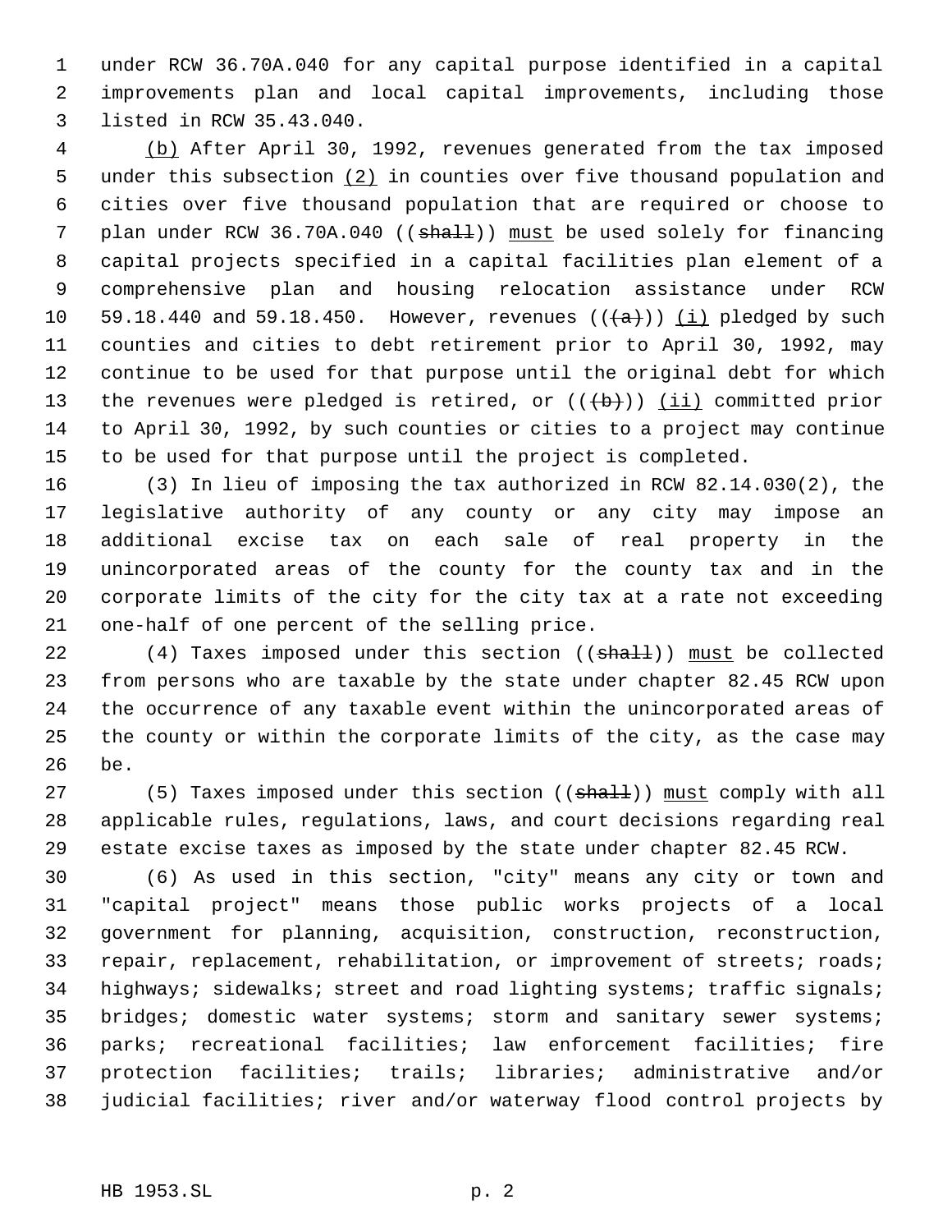under RCW 36.70A.040 for any capital purpose identified in a capital improvements plan and local capital improvements, including those listed in RCW 35.43.040.

(b) After April 30, 1992, revenues generated from the tax imposed under this subsection (2) in counties over five thousand population and cities over five thousand population that are required or choose to plan under RCW 36.70A.040 ((shall)) must be used solely for financing capital projects specified in a capital facilities plan element of a comprehensive plan and housing relocation assistance under RCW 59.18.440 and 59.18.450. However, revenues (((a))) (i) pledged by such counties and cities to debt retirement prior to April 30, 1992, may continue to be used for that purpose until the original debt for which the revenues were pledged is retired, or (((b))) (ii) committed prior to April 30, 1992, by such counties or cities to a project may continue to be used for that purpose until the project is completed.

(3) In lieu of imposing the tax authorized in RCW 82.14.030(2), the legislative authority of any county or any city may impose an additional excise tax on each sale of real property in the unincorporated areas of the county for the county tax and in the corporate limits of the city for the city tax at a rate not exceeding one-half of one percent of the selling price.

(4) Taxes imposed under this section ((shall)) must be collected from persons who are taxable by the state under chapter 82.45 RCW upon the occurrence of any taxable event within the unincorporated areas of the county or within the corporate limits of the city, as the case may be.

(5) Taxes imposed under this section ((shall)) must comply with all applicable rules, regulations, laws, and court decisions regarding real estate excise taxes as imposed by the state under chapter 82.45 RCW.

(6) As used in this section, "city" means any city or town and "capital project" means those public works projects of a local government for planning, acquisition, construction, reconstruction, repair, replacement, rehabilitation, or improvement of streets; roads; highways; sidewalks; street and road lighting systems; traffic signals; bridges; domestic water systems; storm and sanitary sewer systems; parks; recreational facilities; law enforcement facilities; fire protection facilities; trails; libraries; administrative and/or judicial facilities; river and/or waterway flood control projects by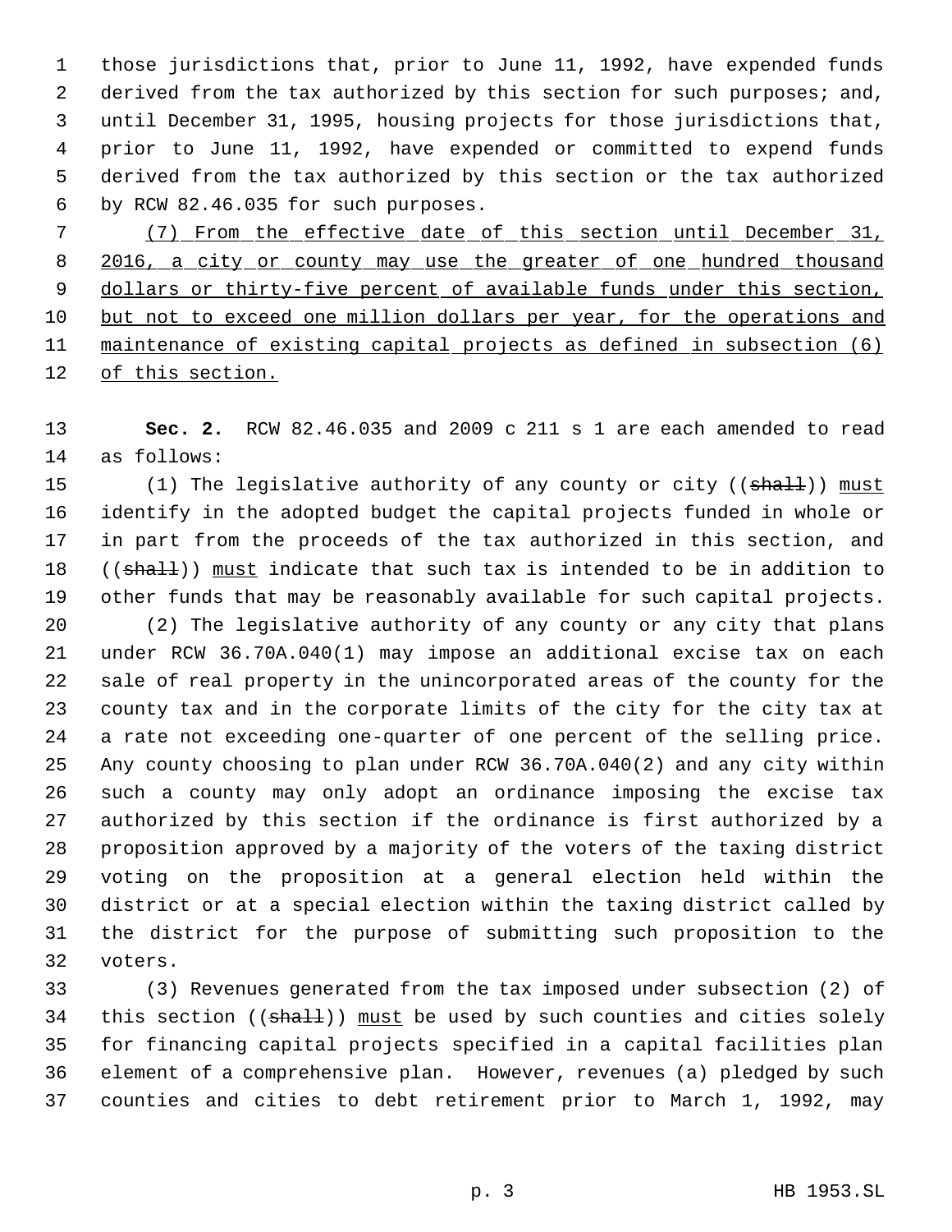those jurisdictions that, prior to June 11, 1992, have expended funds derived from the tax authorized by this section for such purposes; and, until December 31, 1995, housing projects for those jurisdictions that, prior to June 11, 1992, have expended or committed to expend funds derived from the tax authorized by this section or the tax authorized by RCW 82.46.035 for such purposes.

<u>(7) From the effective date of this section until December 31, 2016, a city or county may use the greater of one hundred thousand dollars or thirty-five percent of available funds under this section, but not to exceed one million dollars per year, for the operations and maintenance of existing capital projects as defined in subsection (6) of this section.</u>

**Sec. 2.** RCW 82.46.035 and 2009 c 211 s 1 are each amended to read as follows:

(1) The legislative authority of any county or city ((~~shall~~)) <u>must</u> identify in the adopted budget the capital projects funded in whole or in part from the proceeds of the tax authorized in this section, and ((~~shall~~)) <u>must</u> indicate that such tax is intended to be in addition to other funds that may be reasonably available for such capital projects.

(2) The legislative authority of any county or any city that plans under RCW 36.70A.040(1) may impose an additional excise tax on each sale of real property in the unincorporated areas of the county for the county tax and in the corporate limits of the city for the city tax at a rate not exceeding one-quarter of one percent of the selling price. Any county choosing to plan under RCW 36.70A.040(2) and any city within such a county may only adopt an ordinance imposing the excise tax authorized by this section if the ordinance is first authorized by a proposition approved by a majority of the voters of the taxing district voting on the proposition at a general election held within the district or at a special election within the taxing district called by the district for the purpose of submitting such proposition to the voters.

(3) Revenues generated from the tax imposed under subsection (2) of this section ((~~shall~~)) <u>must</u> be used by such counties and cities solely for financing capital projects specified in a capital facilities plan element of a comprehensive plan. However, revenues (a) pledged by such counties and cities to debt retirement prior to March 1, 1992, may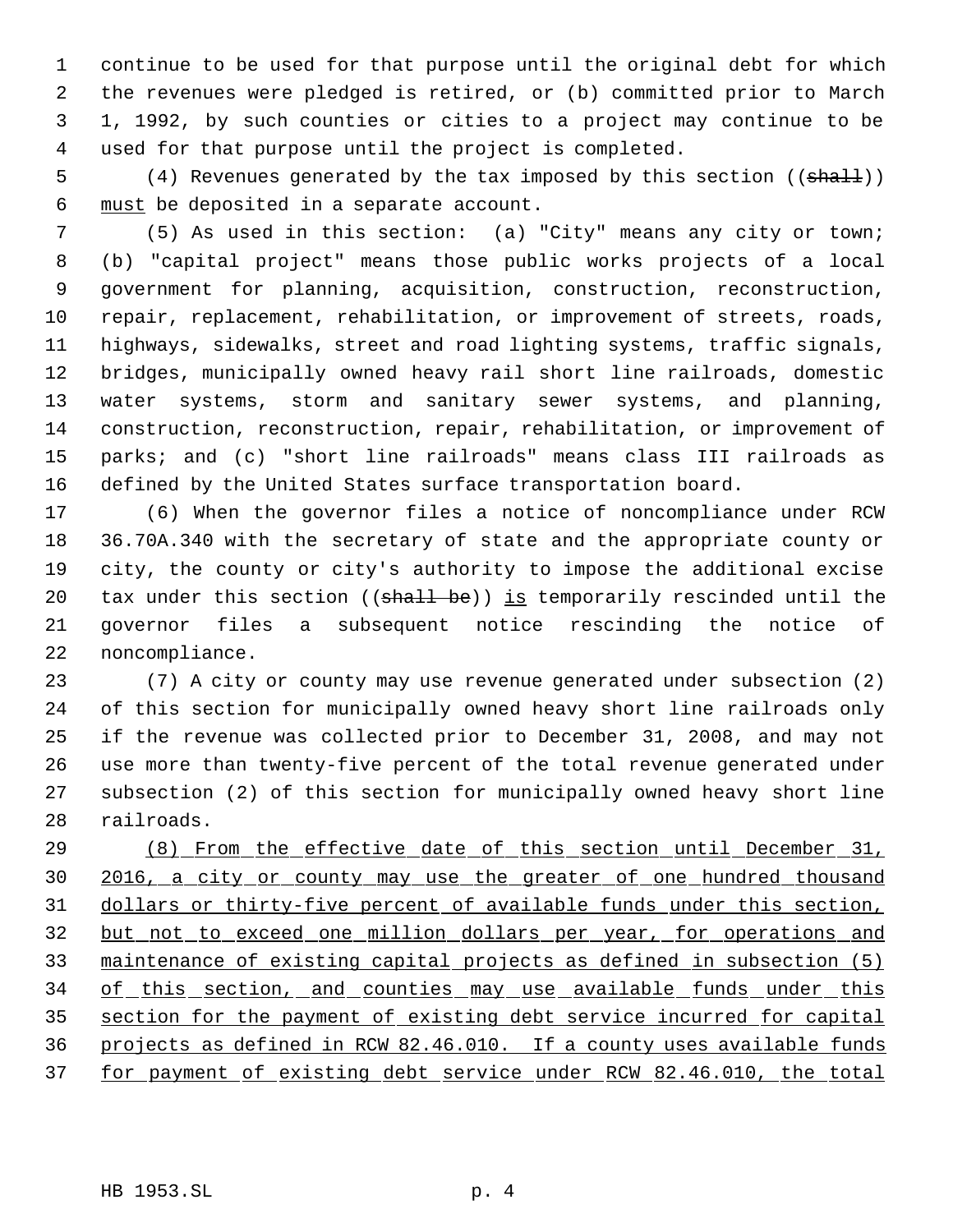continue to be used for that purpose until the original debt for which the revenues were pledged is retired, or (b) committed prior to March 1, 1992, by such counties or cities to a project may continue to be used for that purpose until the project is completed.

(4) Revenues generated by the tax imposed by this section ((~~shall~~)) <u>must</u> be deposited in a separate account.

(5) As used in this section: (a) "City" means any city or town; (b) "capital project" means those public works projects of a local government for planning, acquisition, construction, reconstruction, repair, replacement, rehabilitation, or improvement of streets, roads, highways, sidewalks, street and road lighting systems, traffic signals, bridges, municipally owned heavy rail short line railroads, domestic water systems, storm and sanitary sewer systems, and planning, construction, reconstruction, repair, rehabilitation, or improvement of parks; and (c) "short line railroads" means class III railroads as defined by the United States surface transportation board.

(6) When the governor files a notice of noncompliance under RCW 36.70A.340 with the secretary of state and the appropriate county or city, the county or city's authority to impose the additional excise tax under this section ((~~shall be~~)) <u>is</u> temporarily rescinded until the governor files a subsequent notice rescinding the notice of noncompliance.

(7) A city or county may use revenue generated under subsection (2) of this section for municipally owned heavy short line railroads only if the revenue was collected prior to December 31, 2008, and may not use more than twenty-five percent of the total revenue generated under subsection (2) of this section for municipally owned heavy short line railroads.

<u>(8) From the effective date of this section until December 31, 2016, a city or county may use the greater of one hundred thousand dollars or thirty-five percent of available funds under this section, but not to exceed one million dollars per year, for operations and maintenance of existing capital projects as defined in subsection (5) of this section, and counties may use available funds under this section for the payment of existing debt service incurred for capital projects as defined in RCW 82.46.010. If a county uses available funds for payment of existing debt service under RCW 82.46.010, the total</u>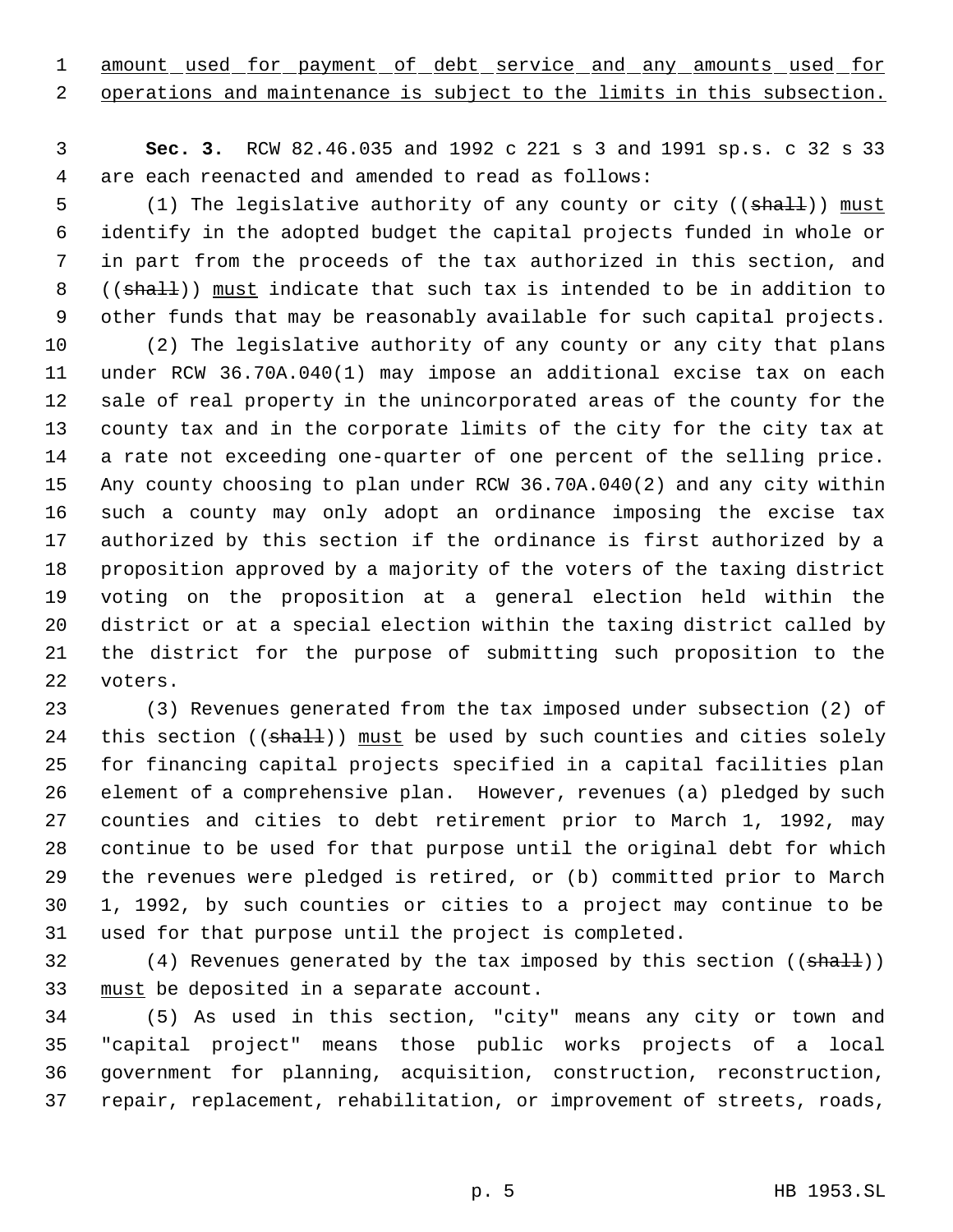amount used for payment of debt service and any amounts used for operations and maintenance is subject to the limits in this subsection.

**Sec. 3.** RCW 82.46.035 and 1992 c 221 s 3 and 1991 sp.s. c 32 s 33 are each reenacted and amended to read as follows:

(1) The legislative authority of any county or city ((~~shall~~)) must identify in the adopted budget the capital projects funded in whole or in part from the proceeds of the tax authorized in this section, and ((~~shall~~)) must indicate that such tax is intended to be in addition to other funds that may be reasonably available for such capital projects.

(2) The legislative authority of any county or any city that plans under RCW 36.70A.040(1) may impose an additional excise tax on each sale of real property in the unincorporated areas of the county for the county tax and in the corporate limits of the city for the city tax at a rate not exceeding one-quarter of one percent of the selling price. Any county choosing to plan under RCW 36.70A.040(2) and any city within such a county may only adopt an ordinance imposing the excise tax authorized by this section if the ordinance is first authorized by a proposition approved by a majority of the voters of the taxing district voting on the proposition at a general election held within the district or at a special election within the taxing district called by the district for the purpose of submitting such proposition to the voters.

(3) Revenues generated from the tax imposed under subsection (2) of this section ((~~shall~~)) must be used by such counties and cities solely for financing capital projects specified in a capital facilities plan element of a comprehensive plan. However, revenues (a) pledged by such counties and cities to debt retirement prior to March 1, 1992, may continue to be used for that purpose until the original debt for which the revenues were pledged is retired, or (b) committed prior to March 1, 1992, by such counties or cities to a project may continue to be used for that purpose until the project is completed.

(4) Revenues generated by the tax imposed by this section ((~~shall~~)) must be deposited in a separate account.

(5) As used in this section, "city" means any city or town and "capital project" means those public works projects of a local government for planning, acquisition, construction, reconstruction, repair, replacement, rehabilitation, or improvement of streets, roads,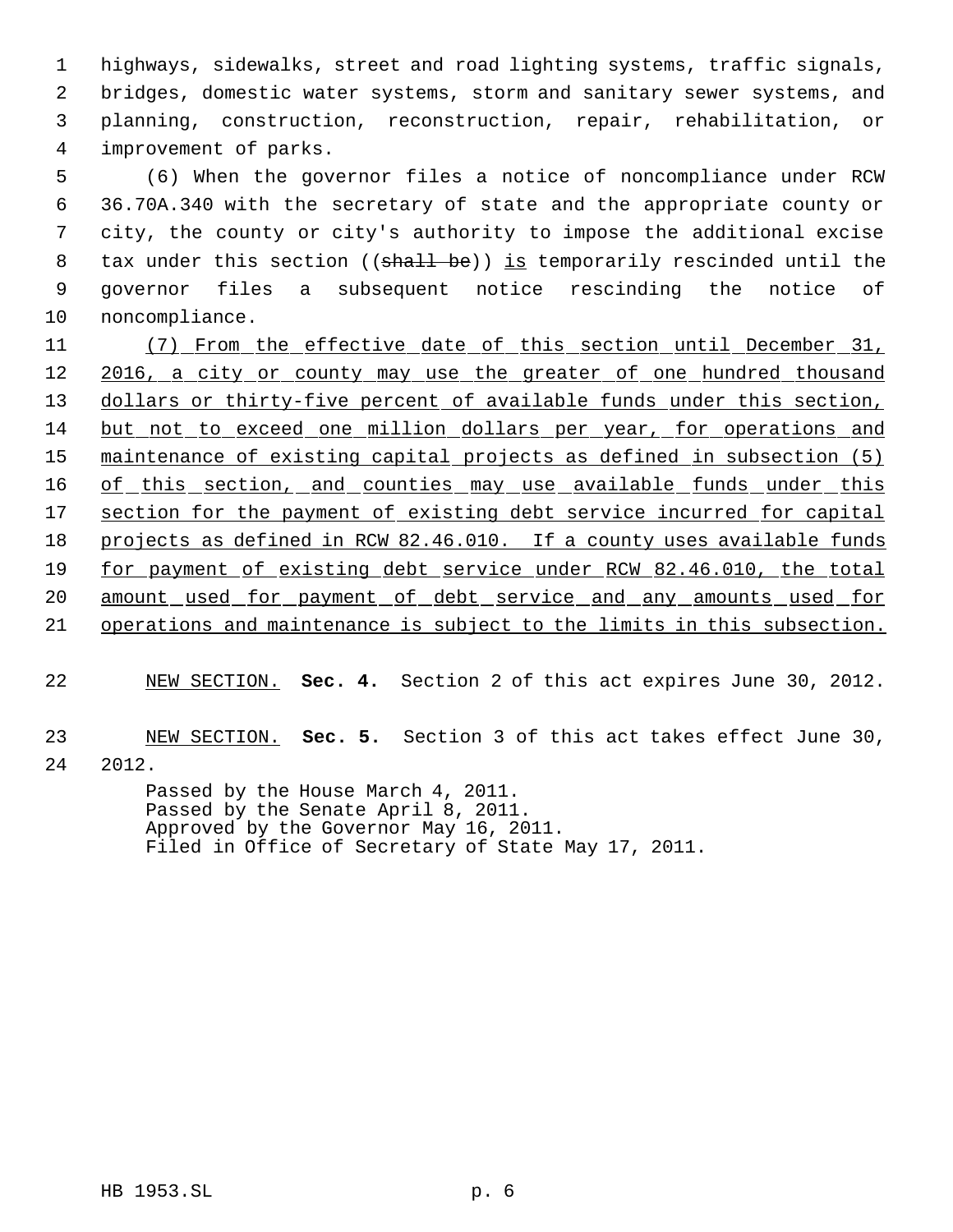highways, sidewalks, street and road lighting systems, traffic signals, bridges, domestic water systems, storm and sanitary sewer systems, and planning, construction, reconstruction, repair, rehabilitation, or improvement of parks.

(6) When the governor files a notice of noncompliance under RCW 36.70A.340 with the secretary of state and the appropriate county or city, the county or city's authority to impose the additional excise tax under this section ((~~shall be~~)) is temporarily rescinded until the governor files a subsequent notice rescinding the notice of noncompliance.

(7) From the effective date of this section until December 31, 2016, a city or county may use the greater of one hundred thousand dollars or thirty-five percent of available funds under this section, but not to exceed one million dollars per year, for operations and maintenance of existing capital projects as defined in subsection (5) of this section, and counties may use available funds under this section for the payment of existing debt service incurred for capital projects as defined in RCW 82.46.010. If a county uses available funds for payment of existing debt service under RCW 82.46.010, the total amount used for payment of debt service and any amounts used for operations and maintenance is subject to the limits in this subsection.

NEW SECTION. **Sec. 4.** Section 2 of this act expires June 30, 2012.

NEW SECTION. **Sec. 5.** Section 3 of this act takes effect June 30, 2012.

Passed by the House March 4, 2011.
Passed by the Senate April 8, 2011.
Approved by the Governor May 16, 2011.
Filed in Office of Secretary of State May 17, 2011.